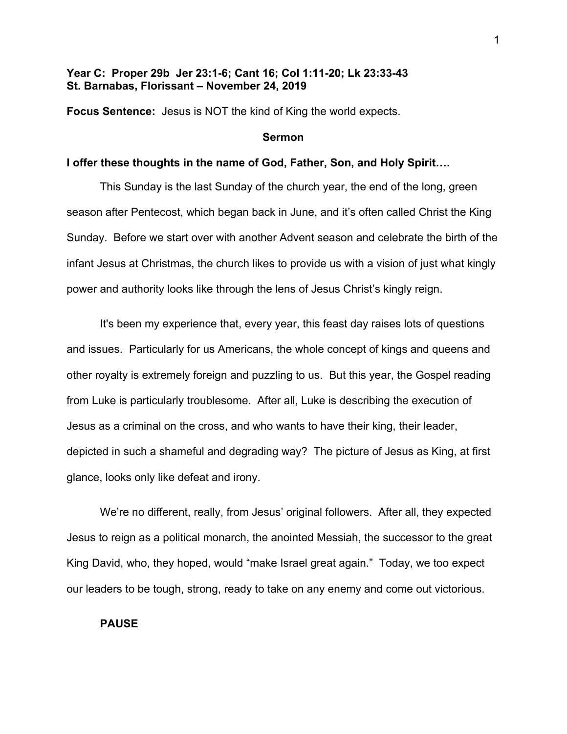**Year C: Proper 29b Jer 23:1-6; Cant 16; Col 1:11-20; Lk 23:33-43**
**St. Barnabas, Florissant – November 24, 2019**

**Focus Sentence:** Jesus is NOT the kind of King the world expects.

## Sermon

**I offer these thoughts in the name of God, Father, Son, and Holy Spirit….**

This Sunday is the last Sunday of the church year, the end of the long, green season after Pentecost, which began back in June, and it's often called Christ the King Sunday. Before we start over with another Advent season and celebrate the birth of the infant Jesus at Christmas, the church likes to provide us with a vision of just what kingly power and authority looks like through the lens of Jesus Christ's kingly reign.

It's been my experience that, every year, this feast day raises lots of questions and issues. Particularly for us Americans, the whole concept of kings and queens and other royalty is extremely foreign and puzzling to us. But this year, the Gospel reading from Luke is particularly troublesome. After all, Luke is describing the execution of Jesus as a criminal on the cross, and who wants to have their king, their leader, depicted in such a shameful and degrading way? The picture of Jesus as King, at first glance, looks only like defeat and irony.

We're no different, really, from Jesus' original followers. After all, they expected Jesus to reign as a political monarch, the anointed Messiah, the successor to the great King David, who, they hoped, would "make Israel great again." Today, we too expect our leaders to be tough, strong, ready to take on any enemy and come out victorious.

**PAUSE**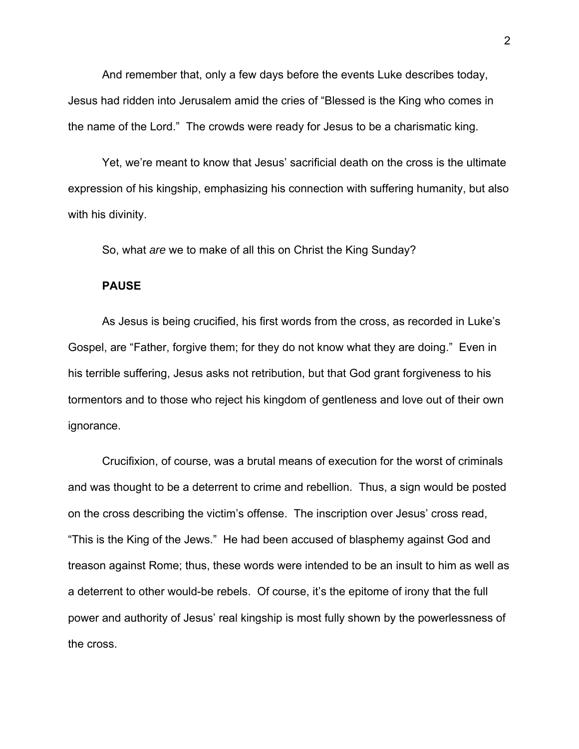And remember that, only a few days before the events Luke describes today, Jesus had ridden into Jerusalem amid the cries of "Blessed is the King who comes in the name of the Lord." The crowds were ready for Jesus to be a charismatic king.

Yet, we're meant to know that Jesus' sacrificial death on the cross is the ultimate expression of his kingship, emphasizing his connection with suffering humanity, but also with his divinity.

So, what *are* we to make of all this on Christ the King Sunday?

**PAUSE**

As Jesus is being crucified, his first words from the cross, as recorded in Luke's Gospel, are "Father, forgive them; for they do not know what they are doing." Even in his terrible suffering, Jesus asks not retribution, but that God grant forgiveness to his tormentors and to those who reject his kingdom of gentleness and love out of their own ignorance.

Crucifixion, of course, was a brutal means of execution for the worst of criminals and was thought to be a deterrent to crime and rebellion. Thus, a sign would be posted on the cross describing the victim's offense. The inscription over Jesus' cross read, "This is the King of the Jews." He had been accused of blasphemy against God and treason against Rome; thus, these words were intended to be an insult to him as well as a deterrent to other would-be rebels. Of course, it's the epitome of irony that the full power and authority of Jesus' real kingship is most fully shown by the powerlessness of the cross.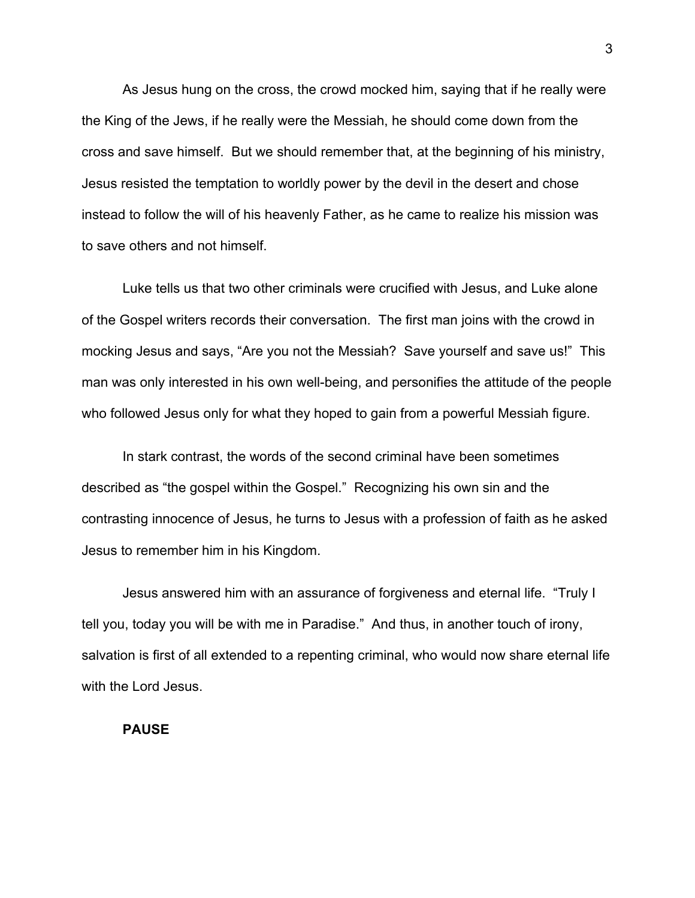As Jesus hung on the cross, the crowd mocked him, saying that if he really were the King of the Jews, if he really were the Messiah, he should come down from the cross and save himself. But we should remember that, at the beginning of his ministry, Jesus resisted the temptation to worldly power by the devil in the desert and chose instead to follow the will of his heavenly Father, as he came to realize his mission was to save others and not himself.

Luke tells us that two other criminals were crucified with Jesus, and Luke alone of the Gospel writers records their conversation. The first man joins with the crowd in mocking Jesus and says, "Are you not the Messiah? Save yourself and save us!" This man was only interested in his own well-being, and personifies the attitude of the people who followed Jesus only for what they hoped to gain from a powerful Messiah figure.

In stark contrast, the words of the second criminal have been sometimes described as "the gospel within the Gospel." Recognizing his own sin and the contrasting innocence of Jesus, he turns to Jesus with a profession of faith as he asked Jesus to remember him in his Kingdom.

Jesus answered him with an assurance of forgiveness and eternal life. "Truly I tell you, today you will be with me in Paradise." And thus, in another touch of irony, salvation is first of all extended to a repenting criminal, who would now share eternal life with the Lord Jesus.

**PAUSE**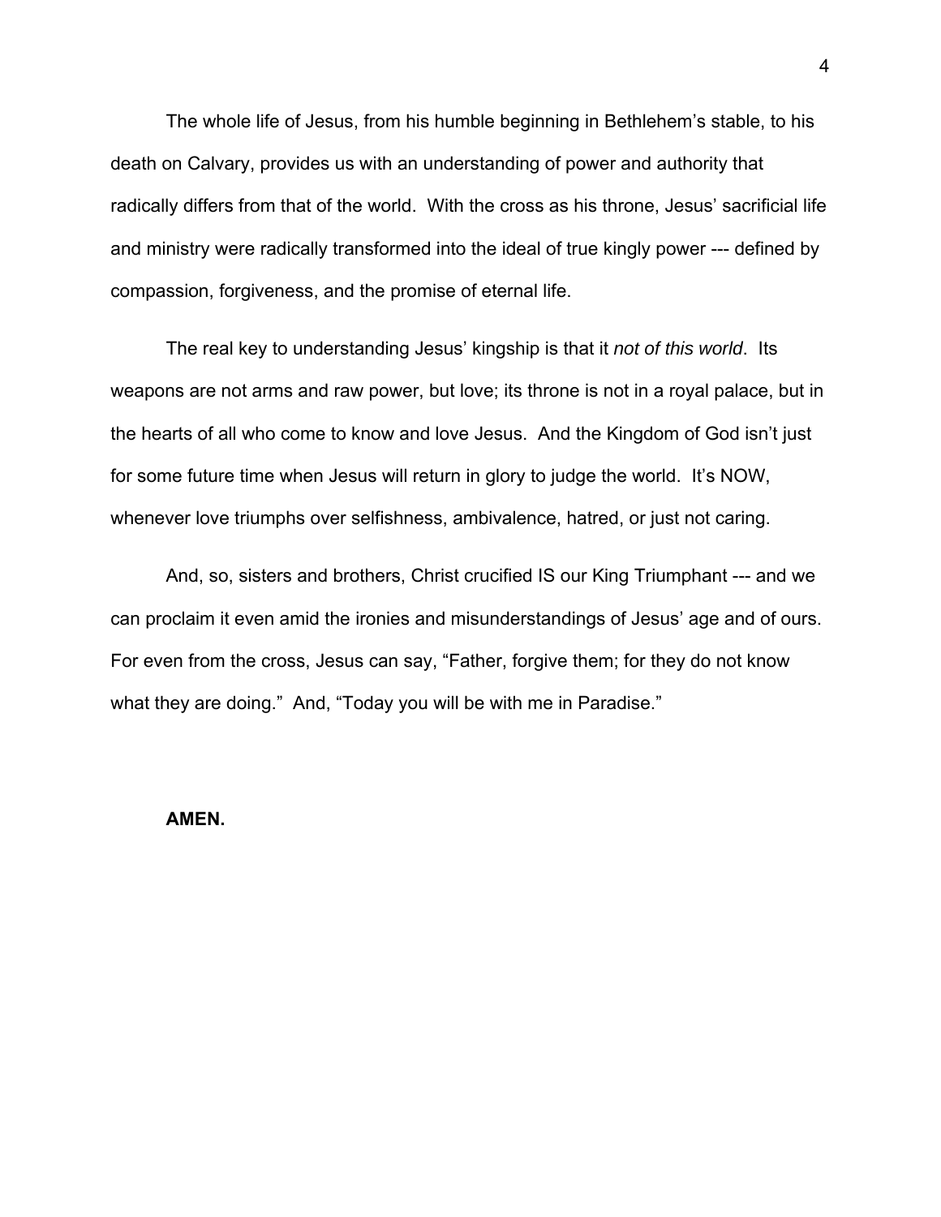The whole life of Jesus, from his humble beginning in Bethlehem's stable, to his death on Calvary, provides us with an understanding of power and authority that radically differs from that of the world. With the cross as his throne, Jesus' sacrificial life and ministry were radically transformed into the ideal of true kingly power --- defined by compassion, forgiveness, and the promise of eternal life.

The real key to understanding Jesus' kingship is that it *not of this world*. Its weapons are not arms and raw power, but love; its throne is not in a royal palace, but in the hearts of all who come to know and love Jesus. And the Kingdom of God isn't just for some future time when Jesus will return in glory to judge the world. It's NOW, whenever love triumphs over selfishness, ambivalence, hatred, or just not caring.

And, so, sisters and brothers, Christ crucified IS our King Triumphant --- and we can proclaim it even amid the ironies and misunderstandings of Jesus' age and of ours. For even from the cross, Jesus can say, "Father, forgive them; for they do not know what they are doing." And, "Today you will be with me in Paradise."

**AMEN.**